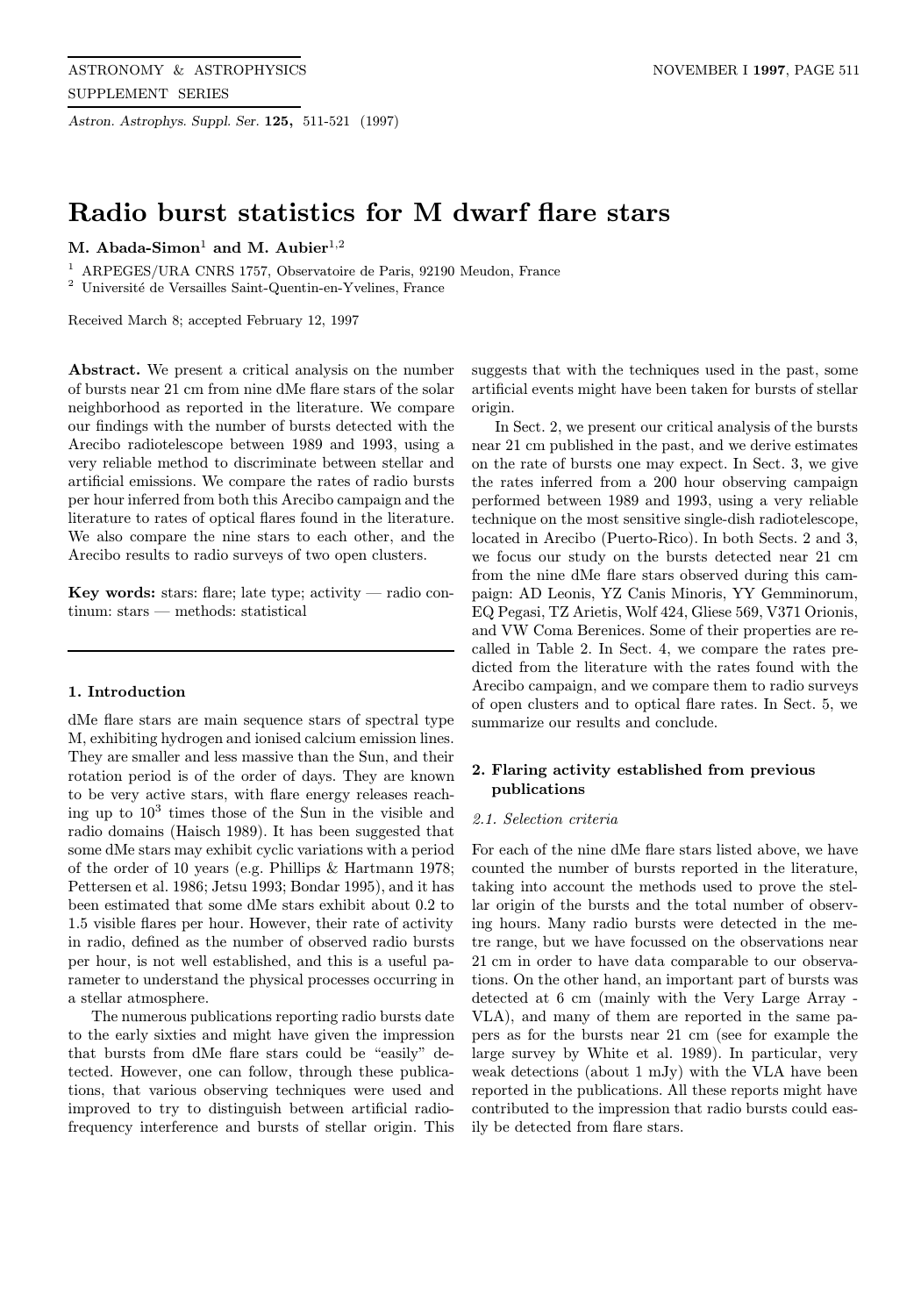# Radio burst statistics for M dwarf flare stars

**M. Abada-Simon**[1] **and M. Aubier**[1,2]

[1] ARPEGES/URA CNRS 1757, Observatoire de Paris, 92190 Meudon, France

[2] Université de Versailles Saint-Quentin-en-Yvelines, France

Received March 8; accepted February 12, 1997

**Abstract.** We present a critical analysis on the number of bursts near 21 cm from nine dMe flare stars of the solar neighborhood as reported in the literature. We compare our findings with the number of bursts detected with the Arecibo radiotelescope between 1989 and 1993, using a very reliable method to discriminate between stellar and artificial emissions. We compare the rates of radio bursts per hour inferred from both this Arecibo campaign and the literature to rates of optical flares found in the literature. We also compare the nine stars to each other, and the Arecibo results to radio surveys of two open clusters.

**Key words:** stars: flare; late type; activity — radio continuum: stars — methods: statistical

## 1. Introduction

dMe flare stars are main sequence stars of spectral type M, exhibiting hydrogen and ionised calcium emission lines. They are smaller and less massive than the Sun, and their rotation period is of the order of days. They are known to be very active stars, with flare energy releases reaching up to $10^3$ times those of the Sun in the visible and radio domains (Haisch 1989). It has been suggested that some dMe stars may exhibit cyclic variations with a period of the order of 10 years (e.g. Phillips & Hartmann 1978; Pettersen et al. 1986; Jetsu 1993; Bondar 1995), and it has been estimated that some dMe stars exhibit about 0.2 to 1.5 visible flares per hour. However, their rate of activity in radio, defined as the number of observed radio bursts per hour, is not well established, and this is a useful parameter to understand the physical processes occurring in a stellar atmosphere.

The numerous publications reporting radio bursts date to the early sixties and might have given the impression that bursts from dMe flare stars could be "easily" detected. However, one can follow, through these publications, that various observing techniques were used and improved to try to distinguish between artificial radiofrequency interference and bursts of stellar origin. This suggests that with the techniques used in the past, some artificial events might have been taken for bursts of stellar origin.

In Sect. 2, we present our critical analysis of the bursts near 21 cm published in the past, and we derive estimates on the rate of bursts one may expect. In Sect. 3, we give the rates inferred from a 200 hour observing campaign performed between 1989 and 1993, using a very reliable technique on the most sensitive single-dish radiotelescope, located in Arecibo (Puerto-Rico). In both Sects. 2 and 3, we focus our study on the bursts detected near 21 cm from the nine dMe flare stars observed during this campaign: AD Leonis, YZ Canis Minoris, YY Gemminorum, EQ Pegasi, TZ Arietis, Wolf 424, Gliese 569, V371 Orionis, and VW Coma Berenices. Some of their properties are recalled in Table 2. In Sect. 4, we compare the rates predicted from the literature with the rates found with the Arecibo campaign, and we compare them to radio surveys of open clusters and to optical flare rates. In Sect. 5, we summarize our results and conclude.

## 2. Flaring activity established from previous publications

### 2.1. Selection criteria

For each of the nine dMe flare stars listed above, we have counted the number of bursts reported in the literature, taking into account the methods used to prove the stellar origin of the bursts and the total number of observing hours. Many radio bursts were detected in the metre range, but we have focussed on the observations near 21 cm in order to have data comparable to our observations. On the other hand, an important part of bursts was detected at 6 cm (mainly with the Very Large Array - VLA), and many of them are reported in the same papers as for the bursts near 21 cm (see for example the large survey by White et al. 1989). In particular, very weak detections (about 1 mJy) with the VLA have been reported in the publications. All these reports might have contributed to the impression that radio bursts could easily be detected from flare stars.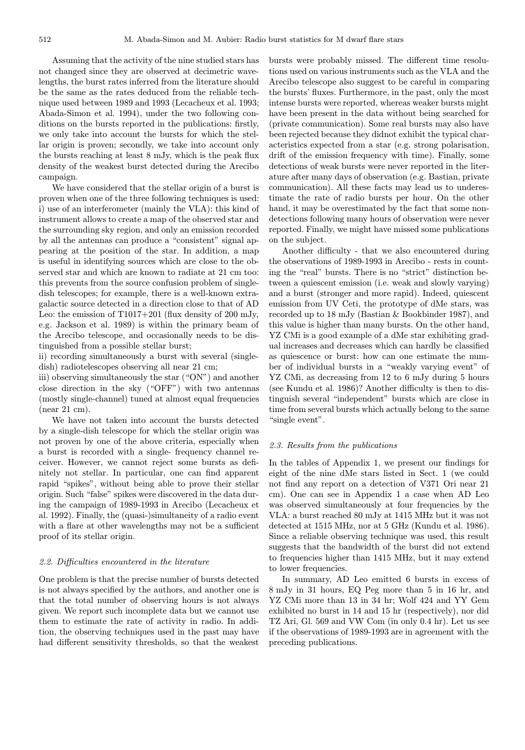Assuming that the activity of the nine studied stars has not changed since they are observed at decimetric wavelengths, the burst rates inferred from the literature should be the same as the rates deduced from the reliable technique used between 1989 and 1993 (Lecacheux et al. 1993; Abada-Simon et al. 1994), under the two following conditions on the bursts reported in the publications: firstly, we only take into account the bursts for which the stellar origin is proven; secondly, we take into account only the bursts reaching at least 8 mJy, which is the peak flux density of the weakest burst detected during the Arecibo campaign.

We have considered that the stellar origin of a burst is proven when one of the three following techniques is used: i) use of an interferometer (mainly the VLA): this kind of instrument allows to create a map of the observed star and the surrounding sky region, and only an emission recorded by all the antennas can produce a "consistent" signal appearing at the position of the star. In addition, a map is useful in identifying sources which are close to the observed star and which are known to radiate at 21 cm too: this prevents from the source confusion problem of single-dish telescopes; for example, there is a well-known extragalactic source detected in a direction close to that of AD Leo: the emission of T1017+201 (flux density of 200 mJy, e.g. Jackson et al. 1989) is within the primary beam of the Arecibo telescope, and occasionally needs to be distinguished from a possible stellar burst;
ii) recording simultaneously a burst with several (single-dish) radiotelescopes observing all near 21 cm;
iii) observing simultaneously the star ("ON") and another close direction in the sky ("OFF") with two antennas (mostly single-channel) tuned at almost equal frequencies (near 21 cm).

We have not taken into account the bursts detected by a single-dish telescope for which the stellar origin was not proven by one of the above criteria, especially when a burst is recorded with a single- frequency channel receiver. However, we cannot reject some bursts as definitely not stellar. In particular, one can find apparent rapid "spikes", without being able to prove their stellar origin. Such "false" spikes were discovered in the data during the campaign of 1989-1993 in Arecibo (Lecacheux et al. 1992). Finally, the (quasi-)simultaneity of a radio event with a flare at other wavelengths may not be a sufficient proof of its stellar origin.

### 2.2. Difficulties encountered in the literature

One problem is that the precise number of bursts detected is not always specified by the authors, and another one is that the total number of observing hours is not always given. We report such incomplete data but we cannot use them to estimate the rate of activity in radio. In addition, the observing techniques used in the past may have had different sensitivity thresholds, so that the weakest bursts were probably missed. The different time resolutions used on various instruments such as the VLA and the Arecibo telescope also suggest to be careful in comparing the bursts' fluxes. Furthermore, in the past, only the most intense bursts were reported, whereas weaker bursts might have been present in the data without being searched for (private communication). Some real bursts may also have been rejected because they didnot exhibit the typical characteristics expected from a star (e.g. strong polarisation, drift of the emission frequency with time). Finally, some detections of weak bursts were never reported in the literature after many days of observation (e.g. Bastian, private communication). All these facts may lead us to underestimate the rate of radio bursts per hour. On the other hand, it may be overestimated by the fact that some non-detections following many hours of observation were never reported. Finally, we might have missed some publications on the subject.

Another difficulty - that we also encountered during the observations of 1989-1993 in Arecibo - rests in counting the "real" bursts. There is no "strict" distinction between a quiescent emission (i.e. weak and slowly varying) and a burst (stronger and more rapid). Indeed, quiescent emission from UV Ceti, the prototype of dMe stars, was recorded up to 18 mJy (Bastian & Bookbinder 1987), and this value is higher than many bursts. On the other hand, YZ CMi is a good example of a dMe star exhibiting gradual increases and decreases which can hardly be classified as quiescence or burst: how can one estimate the number of individual bursts in a "weakly varying event" of YZ CMi, as decreasing from 12 to 6 mJy during 5 hours (see Kundu et al. 1986)? Another difficulty is then to distinguish several "independent" bursts which are close in time from several bursts which actually belong to the same "single event".

### 2.3. Results from the publications

In the tables of Appendix 1, we present our findings for eight of the nine dMe stars listed in Sect. 1 (we could not find any report on a detection of V371 Ori near 21 cm). One can see in Appendix 1 a case when AD Leo was observed simultaneously at four frequencies by the VLA: a burst reached 80 mJy at 1415 MHz but it was not detected at 1515 MHz, nor at 5 GHz (Kundu et al. 1986). Since a reliable observing technique was used, this result suggests that the bandwidth of the burst did not extend to frequencies higher than 1415 MHz, but it may extend to lower frequencies.

In summary, AD Leo emitted 6 bursts in excess of 8 mJy in 31 hours, EQ Peg more than 5 in 16 hr, and YZ CMi more than 13 in 34 hr; Wolf 424 and YY Gem exhibited no burst in 14 and 15 hr (respectively), nor did TZ Ari, Gl. 569 and VW Com (in only 0.4 hr). Let us see if the observations of 1989-1993 are in agreement with the preceding publications.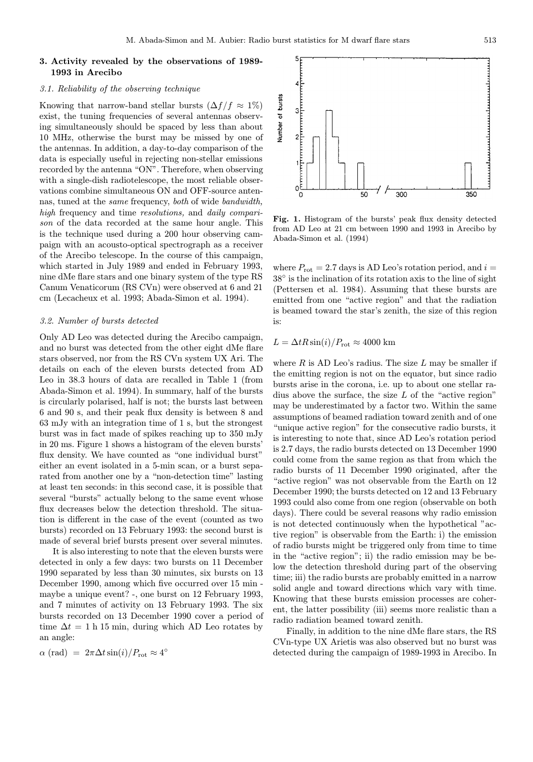## 3. Activity revealed by the observations of 1989-1993 in Arecibo

### 3.1. Reliability of the observing technique

Knowing that narrow-band stellar bursts ($\Delta f/f \approx 1\%$) exist, the tuning frequencies of several antennas observing simultaneously should be spaced by less than about 10 MHz, otherwise the burst may be missed by one of the antennas. In addition, a day-to-day comparison of the data is especially useful in rejecting non-stellar emissions recorded by the antenna "ON". Therefore, when observing with a single-dish radiotelescope, the most reliable observations combine simultaneous ON and OFF-source antennas, tuned at the *same* frequency, *both* of wide *bandwidth, high* frequency and time *resolutions,* and *daily comparison* of the data recorded at the same hour angle. This is the technique used during a 200 hour observing campaign with an acousto-optical spectrograph as a receiver of the Arecibo telescope. In the course of this campaign, which started in July 1989 and ended in February 1993, nine dMe flare stars and one binary system of the type RS Canum Venaticorum (RS CVn) were observed at 6 and 21 cm (Lecacheux et al. 1993; Abada-Simon et al. 1994).

### 3.2. Number of bursts detected

Only AD Leo was detected during the Arecibo campaign, and no burst was detected from the other eight dMe flare stars observed, nor from the RS CVn system UX Ari. The details on each of the eleven bursts detected from AD Leo in 38.3 hours of data are recalled in Table 1 (from Abada-Simon et al. 1994). In summary, half of the bursts is circularly polarised, half is not; the bursts last between 6 and 90 s, and their peak flux density is between 8 and 63 mJy with an integration time of 1 s, but the strongest burst was in fact made of spikes reaching up to 350 mJy in 20 ms. Figure 1 shows a histogram of the eleven bursts' flux density. We have counted as "one individual burst" either an event isolated in a 5-min scan, or a burst separated from another one by a "non-detection time" lasting at least ten seconds: in this second case, it is possible that several "bursts" actually belong to the same event whose flux decreases below the detection threshold. The situation is different in the case of the event (counted as two bursts) recorded on 13 February 1993: the second burst is made of several brief bursts present over several minutes.

It is also interesting to note that the eleven bursts were detected in only a few days: two bursts on 11 December 1990 separated by less than 30 minutes, six bursts on 13 December 1990, among which five occurred over 15 min - maybe a unique event? -, one burst on 12 February 1993, and 7 minutes of activity on 13 February 1993. The six bursts recorded on 13 December 1990 cover a period of time $\Delta t$ = 1 h 15 min, during which AD Leo rotates by an angle:

$$\alpha \text{ (rad)} = 2\pi \Delta t \sin(i)/P_{\rm rot} \approx 4^\circ$$

**Fig. 1.** Histogram of the bursts' peak flux density detected from AD Leo at 21 cm between 1990 and 1993 in Arecibo by Abada-Simon et al. (1994)

where $P_{\rm rot}$ = 2.7 days is AD Leo's rotation period, and $i$ = 38° is the inclination of its rotation axis to the line of sight (Pettersen et al. 1984). Assuming that these bursts are emitted from one "active region" and that the radiation is beamed toward the star's zenith, the size of this region is:

$$L = \Delta t R \sin(i)/P_{\rm rot} \approx 4000 \text{ km}$$

where $R$ is AD Leo's radius. The size $L$ may be smaller if the emitting region is not on the equator, but since radio bursts arise in the corona, i.e. up to about one stellar radius above the surface, the size $L$ of the "active region" may be underestimated by a factor two. Within the same assumptions of beamed radiation toward zenith and of one "unique active region" for the consecutive radio bursts, it is interesting to note that, since AD Leo's rotation period is 2.7 days, the radio bursts detected on 13 December 1990 could come from the same region as that from which the radio bursts of 11 December 1990 originated, after the "active region" was not observable from the Earth on 12 December 1990; the bursts detected on 12 and 13 February 1993 could also come from one region (observable on both days). There could be several reasons why radio emission is not detected continuously when the hypothetical "active region" is observable from the Earth: i) the emission of radio bursts might be triggered only from time to time in the "active region"; ii) the radio emission may be below the detection threshold during part of the observing time; iii) the radio bursts are probably emitted in a narrow solid angle and toward directions which vary with time. Knowing that these bursts emission processes are coherent, the latter possibility (iii) seems more realistic than a radio radiation beamed toward zenith.

Finally, in addition to the nine dMe flare stars, the RS CVn-type UX Arietis was also observed but no burst was detected during the campaign of 1989-1993 in Arecibo. In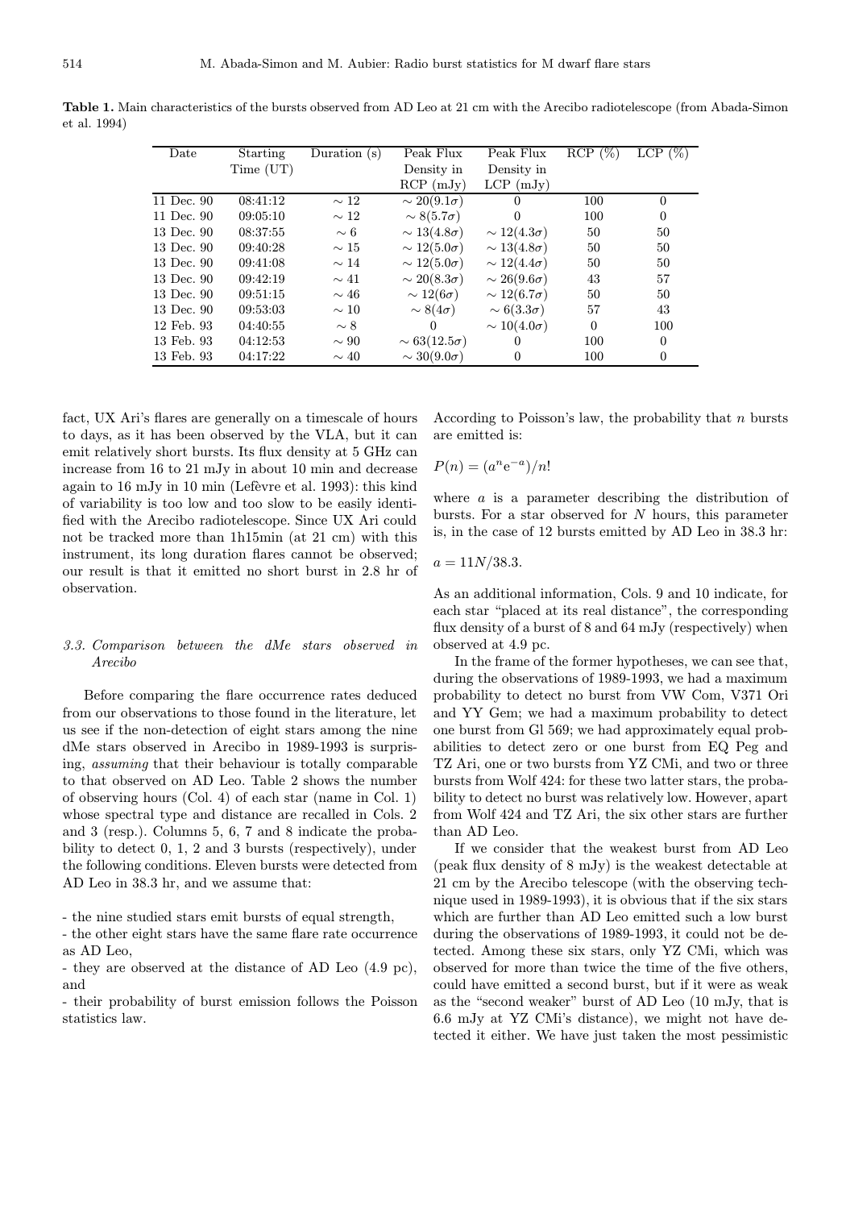**Table 1.** Main characteristics of the bursts observed from AD Leo at 21 cm with the Arecibo radiotelescope (from Abada-Simon et al. 1994)

| Date | Starting Time (UT) | Duration (s) | Peak Flux Density in RCP (mJy) | Peak Flux Density in LCP (mJy) | RCP (%) | LCP (%) |
|---|---|---|---|---|---|---|
| 11 Dec. 90 | 08:41:12 | $\sim 12$ | $\sim 20(9.1\sigma)$ | 0 | 100 | 0 |
| 11 Dec. 90 | 09:05:10 | $\sim 12$ | $\sim 8(5.7\sigma)$ | 0 | 100 | 0 |
| 13 Dec. 90 | 08:37:55 | $\sim 6$ | $\sim 13(4.8\sigma)$ | $\sim 12(4.3\sigma)$ | 50 | 50 |
| 13 Dec. 90 | 09:40:28 | $\sim 15$ | $\sim 12(5.0\sigma)$ | $\sim 13(4.8\sigma)$ | 50 | 50 |
| 13 Dec. 90 | 09:41:08 | $\sim 14$ | $\sim 12(5.0\sigma)$ | $\sim 12(4.4\sigma)$ | 50 | 50 |
| 13 Dec. 90 | 09:42:19 | $\sim 41$ | $\sim 20(8.3\sigma)$ | $\sim 26(9.6\sigma)$ | 43 | 57 |
| 13 Dec. 90 | 09:51:15 | $\sim 46$ | $\sim 12(6\sigma)$ | $\sim 12(6.7\sigma)$ | 50 | 50 |
| 13 Dec. 90 | 09:53:03 | $\sim 10$ | $\sim 8(4\sigma)$ | $\sim 6(3.3\sigma)$ | 57 | 43 |
| 12 Feb. 93 | 04:40:55 | $\sim 8$ | 0 | $\sim 10(4.0\sigma)$ | 0 | 100 |
| 13 Feb. 93 | 04:12:53 | $\sim 90$ | $\sim 63(12.5\sigma)$ | 0 | 100 | 0 |
| 13 Feb. 93 | 04:17:22 | $\sim 40$ | $\sim 30(9.0\sigma)$ | 0 | 100 | 0 |

fact, UX Ari's flares are generally on a timescale of hours to days, as it has been observed by the VLA, but it can emit relatively short bursts. Its flux density at 5 GHz can increase from 16 to 21 mJy in about 10 min and decrease again to 16 mJy in 10 min (Lefèvre et al. 1993): this kind of variability is too low and too slow to be easily identified with the Arecibo radiotelescope. Since UX Ari could not be tracked more than 1h15min (at 21 cm) with this instrument, its long duration flares cannot be observed; our result is that it emitted no short burst in 2.8 hr of observation.

### 3.3. Comparison between the dMe stars observed in Arecibo

Before comparing the flare occurrence rates deduced from our observations to those found in the literature, let us see if the non-detection of eight stars among the nine dMe stars observed in Arecibo in 1989-1993 is surprising, *assuming* that their behaviour is totally comparable to that observed on AD Leo. Table 2 shows the number of observing hours (Col. 4) of each star (name in Col. 1) whose spectral type and distance are recalled in Cols. 2 and 3 (resp.). Columns 5, 6, 7 and 8 indicate the probability to detect 0, 1, 2 and 3 bursts (respectively), under the following conditions. Eleven bursts were detected from AD Leo in 38.3 hr, and we assume that:

- the nine studied stars emit bursts of equal strength,
- the other eight stars have the same flare rate occurrence as AD Leo,
- they are observed at the distance of AD Leo (4.9 pc), and
- their probability of burst emission follows the Poisson statistics law.

According to Poisson's law, the probability that $n$ bursts are emitted is:

$$P(n) = (a^n \mathrm{e}^{-a})/n!$$

where $a$ is a parameter describing the distribution of bursts. For a star observed for $N$ hours, this parameter is, in the case of 12 bursts emitted by AD Leo in 38.3 hr:

$$a = 11N/38.3.$$

As an additional information, Cols. 9 and 10 indicate, for each star "placed at its real distance", the corresponding flux density of a burst of 8 and 64 mJy (respectively) when observed at 4.9 pc.

In the frame of the former hypotheses, we can see that, during the observations of 1989-1993, we had a maximum probability to detect no burst from VW Com, V371 Ori and YY Gem; we had a maximum probability to detect one burst from Gl 569; we had approximately equal probabilities to detect zero or one burst from EQ Peg and TZ Ari, one or two bursts from YZ CMi, and two or three bursts from Wolf 424: for these two latter stars, the probability to detect no burst was relatively low. However, apart from Wolf 424 and TZ Ari, the six other stars are further than AD Leo.

If we consider that the weakest burst from AD Leo (peak flux density of 8 mJy) is the weakest detectable at 21 cm by the Arecibo telescope (with the observing technique used in 1989-1993), it is obvious that if the six stars which are further than AD Leo emitted such a low burst during the observations of 1989-1993, it could not be detected. Among these six stars, only YZ CMi, which was observed for more than twice the time of the five others, could have emitted a second burst, but if it were as weak as the "second weaker" burst of AD Leo (10 mJy, that is 6.6 mJy at YZ CMi's distance), we might not have detected it either. We have just taken the most pessimistic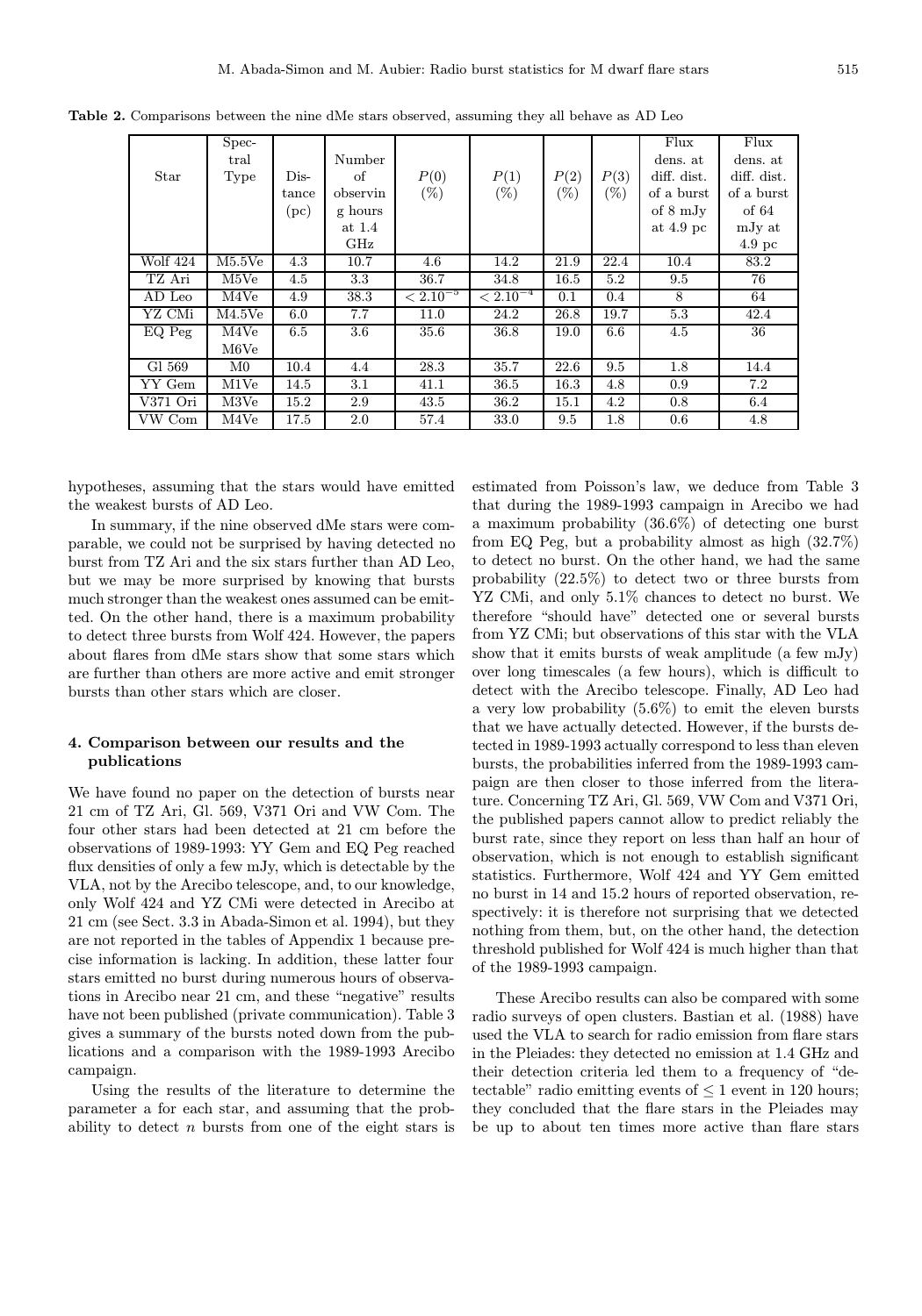**Table 2.** Comparisons between the nine dMe stars observed, assuming they all behave as AD Leo

| Star | Spectral Type | Distance (pc) | Number of observing hours at 1.4 GHz | $P(0)$ (%) | $P(1)$ (%) | $P(2)$ (%) | $P(3)$ (%) | Flux dens. at diff. dist. of a burst of 8 mJy at 4.9 pc | Flux dens. at diff. dist. of a burst of 64 mJy at 4.9 pc |
|---|---|---|---|---|---|---|---|---|---|
| Wolf 424 | M5.5Ve | 4.3 | 10.7 | 4.6 | 14.2 | 21.9 | 22.4 | 10.4 | 83.2 |
| TZ Ari | M5Ve | 4.5 | 3.3 | 36.7 | 34.8 | 16.5 | 5.2 | 9.5 | 76 |
| AD Leo | M4Ve | 4.9 | 38.3 | $< 2.10^{-5}$ | $< 2.10^{-4}$ | 0.1 | 0.4 | 8 | 64 |
| YZ CMi | M4.5Ve | 6.0 | 7.7 | 11.0 | 24.2 | 26.8 | 19.7 | 5.3 | 42.4 |
| EQ Peg | M4Ve M6Ve | 6.5 | 3.6 | 35.6 | 36.8 | 19.0 | 6.6 | 4.5 | 36 |
| Gl 569 | M0 | 10.4 | 4.4 | 28.3 | 35.7 | 22.6 | 9.5 | 1.8 | 14.4 |
| YY Gem | M1Ve | 14.5 | 3.1 | 41.1 | 36.5 | 16.3 | 4.8 | 0.9 | 7.2 |
| V371 Ori | M3Ve | 15.2 | 2.9 | 43.5 | 36.2 | 15.1 | 4.2 | 0.8 | 6.4 |
| VW Com | M4Ve | 17.5 | 2.0 | 57.4 | 33.0 | 9.5 | 1.8 | 0.6 | 4.8 |

hypotheses, assuming that the stars would have emitted the weakest bursts of AD Leo.

In summary, if the nine observed dMe stars were comparable, we could not be surprised by having detected no burst from TZ Ari and the six stars further than AD Leo, but we may be more surprised by knowing that bursts much stronger than the weakest ones assumed can be emitted. On the other hand, there is a maximum probability to detect three bursts from Wolf 424. However, the papers about flares from dMe stars show that some stars which are further than others are more active and emit stronger bursts than other stars which are closer.

## 4. Comparison between our results and the publications

We have found no paper on the detection of bursts near 21 cm of TZ Ari, Gl. 569, V371 Ori and VW Com. The four other stars had been detected at 21 cm before the observations of 1989-1993: YY Gem and EQ Peg reached flux densities of only a few mJy, which is detectable by the VLA, not by the Arecibo telescope, and, to our knowledge, only Wolf 424 and YZ CMi were detected in Arecibo at 21 cm (see Sect. 3.3 in Abada-Simon et al. 1994), but they are not reported in the tables of Appendix 1 because precise information is lacking. In addition, these latter four stars emitted no burst during numerous hours of observations in Arecibo near 21 cm, and these "negative" results have not been published (private communication). Table 3 gives a summary of the bursts noted down from the publications and a comparison with the 1989-1993 Arecibo campaign.

Using the results of the literature to determine the parameter a for each star, and assuming that the probability to detect $n$ bursts from one of the eight stars is estimated from Poisson's law, we deduce from Table 3 that during the 1989-1993 campaign in Arecibo we had a maximum probability (36.6%) of detecting one burst from EQ Peg, but a probability almost as high (32.7%) to detect no burst. On the other hand, we had the same probability (22.5%) to detect two or three bursts from YZ CMi, and only 5.1% chances to detect no burst. We therefore "should have" detected one or several bursts from YZ CMi; but observations of this star with the VLA show that it emits bursts of weak amplitude (a few mJy) over long timescales (a few hours), which is difficult to detect with the Arecibo telescope. Finally, AD Leo had a very low probability (5.6%) to emit the eleven bursts that we have actually detected. However, if the bursts detected in 1989-1993 actually correspond to less than eleven bursts, the probabilities inferred from the 1989-1993 campaign are then closer to those inferred from the literature. Concerning TZ Ari, Gl. 569, VW Com and V371 Ori, the published papers cannot allow to predict reliably the burst rate, since they report on less than half an hour of observation, which is not enough to establish significant statistics. Furthermore, Wolf 424 and YY Gem emitted no burst in 14 and 15.2 hours of reported observation, respectively: it is therefore not surprising that we detected nothing from them, but, on the other hand, the detection threshold published for Wolf 424 is much higher than that of the 1989-1993 campaign.

These Arecibo results can also be compared with some radio surveys of open clusters. Bastian et al. (1988) have used the VLA to search for radio emission from flare stars in the Pleiades: they detected no emission at 1.4 GHz and their detection criteria led them to a frequency of "detectable" radio emitting events of $\leq 1$ event in 120 hours; they concluded that the flare stars in the Pleiades may be up to about ten times more active than flare stars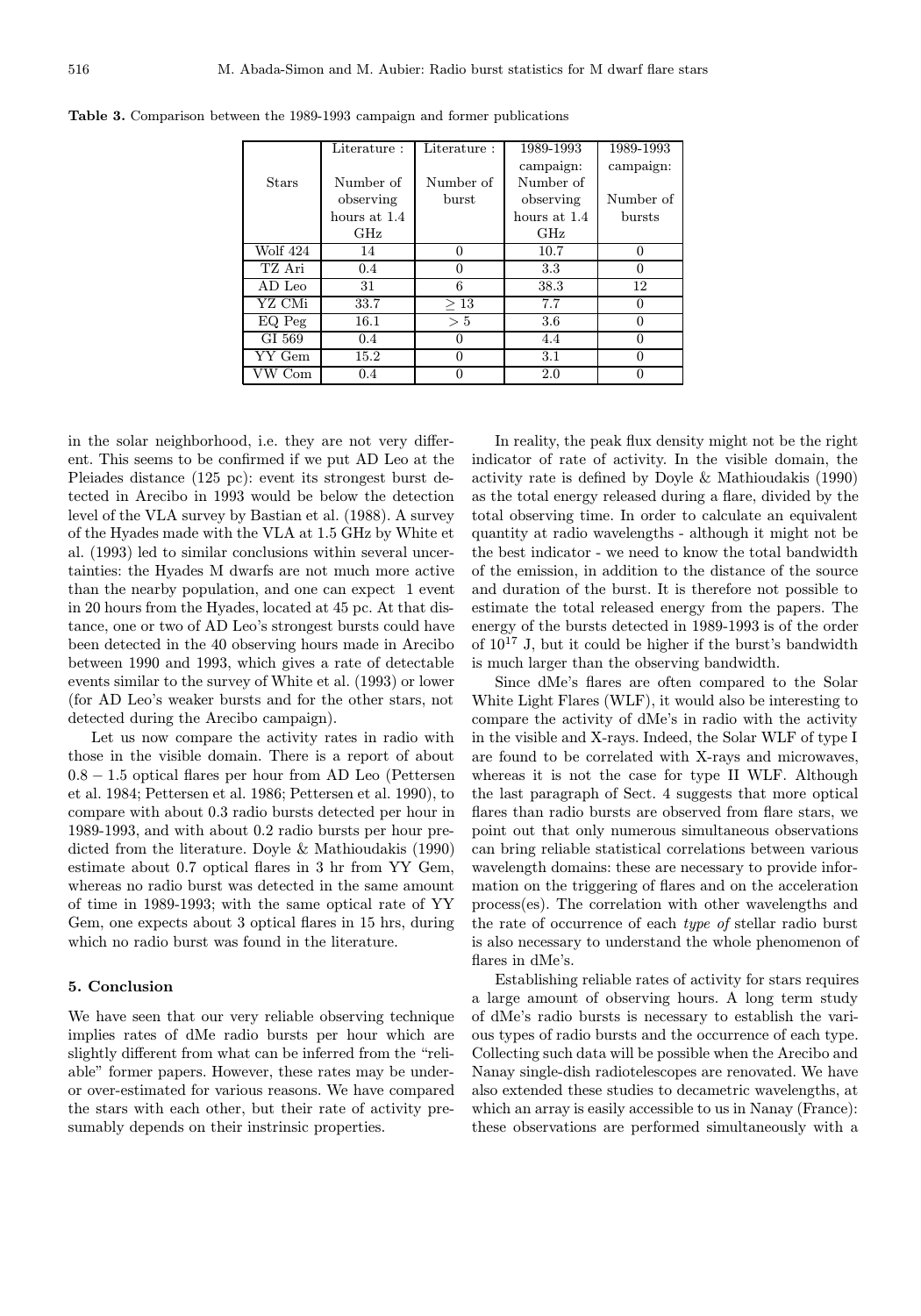**Table 3.** Comparison between the 1989-1993 campaign and former publications

| Stars | Literature : Number of observing hours at 1.4 GHz | Literature : Number of burst | 1989-1993 campaign: Number of observing hours at 1.4 GHz | 1989-1993 campaign: Number of bursts |
|---|---|---|---|---|
| Wolf 424 | 14 | 0 | 10.7 | 0 |
| TZ Ari | 0.4 | 0 | 3.3 | 0 |
| AD Leo | 31 | 6 | 38.3 | 12 |
| YZ CMi | 33.7 | $\geq 13$ | 7.7 | 0 |
| EQ Peg | 16.1 | $> 5$ | 3.6 | 0 |
| GI 569 | 0.4 | 0 | 4.4 | 0 |
| YY Gem | 15.2 | 0 | 3.1 | 0 |
| VW Com | 0.4 | 0 | 2.0 | 0 |

in the solar neighborhood, i.e. they are not very different. This seems to be confirmed if we put AD Leo at the Pleiades distance (125 pc): event its strongest burst detected in Arecibo in 1993 would be below the detection level of the VLA survey by Bastian et al. (1988). A survey of the Hyades made with the VLA at 1.5 GHz by White et al. (1993) led to similar conclusions within several uncertainties: the Hyades M dwarfs are not much more active than the nearby population, and one can expect 1 event in 20 hours from the Hyades, located at 45 pc. At that distance, one or two of AD Leo's strongest bursts could have been detected in the 40 observing hours made in Arecibo between 1990 and 1993, which gives a rate of detectable events similar to the survey of White et al. (1993) or lower (for AD Leo's weaker bursts and for the other stars, not detected during the Arecibo campaign).

Let us now compare the activity rates in radio with those in the visible domain. There is a report of about $0.8-1.5$ optical flares per hour from AD Leo (Pettersen et al. 1984; Pettersen et al. 1986; Pettersen et al. 1990), to compare with about 0.3 radio bursts detected per hour in 1989-1993, and with about 0.2 radio bursts per hour predicted from the literature. Doyle & Mathioudakis (1990) estimate about 0.7 optical flares in 3 hr from YY Gem, whereas no radio burst was detected in the same amount of time in 1989-1993; with the same optical rate of YY Gem, one expects about 3 optical flares in 15 hrs, during which no radio burst was found in the literature.

## 5. Conclusion

We have seen that our very reliable observing technique implies rates of dMe radio bursts per hour which are slightly different from what can be inferred from the "reliable" former papers. However, these rates may be under- or over-estimated for various reasons. We have compared the stars with each other, but their rate of activity presumably depends on their instrinsic properties.

In reality, the peak flux density might not be the right indicator of rate of activity. In the visible domain, the activity rate is defined by Doyle & Mathioudakis (1990) as the total energy released during a flare, divided by the total observing time. In order to calculate an equivalent quantity at radio wavelengths - although it might not be the best indicator - we need to know the total bandwidth of the emission, in addition to the distance of the source and duration of the burst. It is therefore not possible to estimate the total released energy from the papers. The energy of the bursts detected in 1989-1993 is of the order of $10^{17}$ J, but it could be higher if the burst's bandwidth is much larger than the observing bandwidth.

Since dMe's flares are often compared to the Solar White Light Flares (WLF), it would also be interesting to compare the activity of dMe's in radio with the activity in the visible and X-rays. Indeed, the Solar WLF of type I are found to be correlated with X-rays and microwaves, whereas it is not the case for type II WLF. Although the last paragraph of Sect. 4 suggests that more optical flares than radio bursts are observed from flare stars, we point out that only numerous simultaneous observations can bring reliable statistical correlations between various wavelength domains: these are necessary to provide information on the triggering of flares and on the acceleration process(es). The correlation with other wavelengths and the rate of occurrence of each *type of* stellar radio burst is also necessary to understand the whole phenomenon of flares in dMe's.

Establishing reliable rates of activity for stars requires a large amount of observing hours. A long term study of dMe's radio bursts is necessary to establish the various types of radio bursts and the occurrence of each type. Collecting such data will be possible when the Arecibo and Nanay single-dish radiotelescopes are renovated. We have also extended these studies to decametric wavelengths, at which an array is easily accessible to us in Nanay (France): these observations are performed simultaneously with a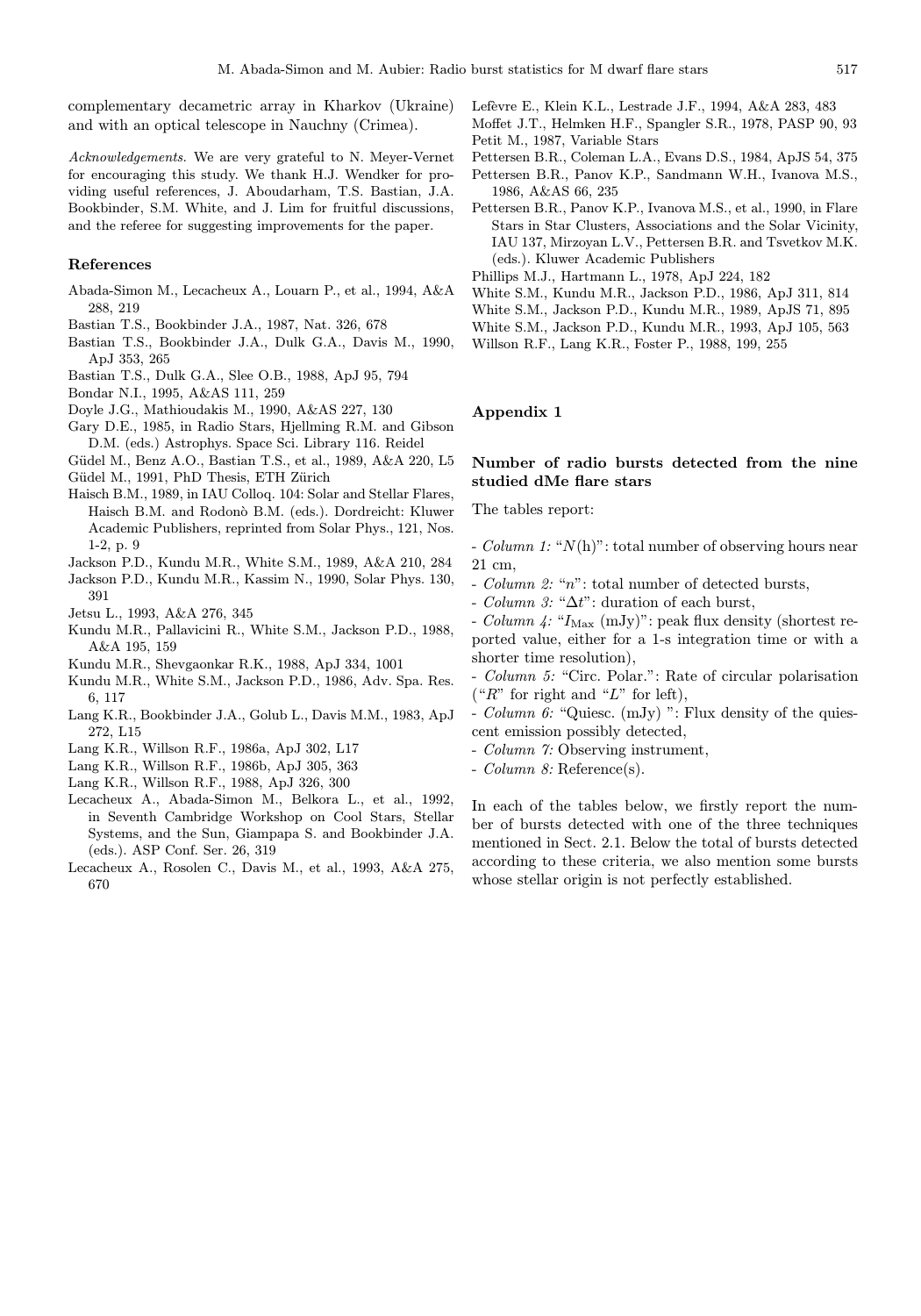complementary decametric array in Kharkov (Ukraine) and with an optical telescope in Nauchny (Crimea).

*Acknowledgements.* We are very grateful to N. Meyer-Vernet for encouraging this study. We thank H.J. Wendker for providing useful references, J. Aboudarham, T.S. Bastian, J.A. Bookbinder, S.M. White, and J. Lim for fruitful discussions, and the referee for suggesting improvements for the paper.

## References

Abada-Simon M., Lecacheux A., Louarn P., et al., 1994, A&A 288, 219

Bastian T.S., Bookbinder J.A., 1987, Nat. 326, 678

Bastian T.S., Bookbinder J.A., Dulk G.A., Davis M., 1990, ApJ 353, 265

Bastian T.S., Dulk G.A., Slee O.B., 1988, ApJ 95, 794

Bondar N.I., 1995, A&AS 111, 259

Doyle J.G., Mathioudakis M., 1990, A&AS 227, 130

Gary D.E., 1985, in Radio Stars, Hjellming R.M. and Gibson D.M. (eds.) Astrophys. Space Sci. Library 116. Reidel

Güdel M., Benz A.O., Bastian T.S., et al., 1989, A&A 220, L5

Güdel M., 1991, PhD Thesis, ETH Zürich

Haisch B.M., 1989, in IAU Colloq. 104: Solar and Stellar Flares, Haisch B.M. and Rodonò B.M. (eds.). Dordreicht: Kluwer Academic Publishers, reprinted from Solar Phys., 121, Nos. 1-2, p. 9

Jackson P.D., Kundu M.R., White S.M., 1989, A&A 210, 284

Jackson P.D., Kundu M.R., Kassim N., 1990, Solar Phys. 130, 391

Jetsu L., 1993, A&A 276, 345

Kundu M.R., Pallavicini R., White S.M., Jackson P.D., 1988, A&A 195, 159

Kundu M.R., Shevgaonkar R.K., 1988, ApJ 334, 1001

Kundu M.R., White S.M., Jackson P.D., 1986, Adv. Spa. Res. 6, 117

Lang K.R., Bookbinder J.A., Golub L., Davis M.M., 1983, ApJ 272, L15

Lang K.R., Willson R.F., 1986a, ApJ 302, L17

Lang K.R., Willson R.F., 1986b, ApJ 305, 363

Lang K.R., Willson R.F., 1988, ApJ 326, 300

Lecacheux A., Abada-Simon M., Belkora L., et al., 1992, in Seventh Cambridge Workshop on Cool Stars, Stellar Systems, and the Sun, Giampapa S. and Bookbinder J.A. (eds.). ASP Conf. Ser. 26, 319

Lecacheux A., Rosolen C., Davis M., et al., 1993, A&A 275, 670

Lefèvre E., Klein K.L., Lestrade J.F., 1994, A&A 283, 483

Moffet J.T., Helmken H.F., Spangler S.R., 1978, PASP 90, 93

Petit M., 1987, Variable Stars

Pettersen B.R., Coleman L.A., Evans D.S., 1984, ApJS 54, 375

Pettersen B.R., Panov K.P., Sandmann W.H., Ivanova M.S., 1986, A&AS 66, 235

Pettersen B.R., Panov K.P., Ivanova M.S., et al., 1990, in Flare Stars in Star Clusters, Associations and the Solar Vicinity, IAU 137, Mirzoyan L.V., Pettersen B.R. and Tsvetkov M.K. (eds.). Kluwer Academic Publishers

Phillips M.J., Hartmann L., 1978, ApJ 224, 182

White S.M., Kundu M.R., Jackson P.D., 1986, ApJ 311, 814

White S.M., Jackson P.D., Kundu M.R., 1989, ApJS 71, 895

White S.M., Jackson P.D., Kundu M.R., 1993, ApJ 105, 563

Willson R.F., Lang K.R., Foster P., 1988, 199, 255

## Appendix 1

### Number of radio bursts detected from the nine studied dMe flare stars

The tables report:

- *Column 1:* "$N$(h)": total number of observing hours near 21 cm,
- *Column 2:* "$n$": total number of detected bursts,
- *Column 3:* "$\Delta t$": duration of each burst,
- *Column 4:* "$I_{\mathrm{Max}}$ (mJy)": peak flux density (shortest reported value, either for a 1-s integration time or with a shorter time resolution),
- *Column 5:* "Circ. Polar.": Rate of circular polarisation ("$R$" for right and "$L$" for left),
- *Column 6:* "Quiesc. (mJy) ": Flux density of the quiescent emission possibly detected,
- *Column 7:* Observing instrument,
- *Column 8:* Reference(s).

In each of the tables below, we firstly report the number of bursts detected with one of the three techniques mentioned in Sect. 2.1. Below the total of bursts detected according to these criteria, we also mention some bursts whose stellar origin is not perfectly established.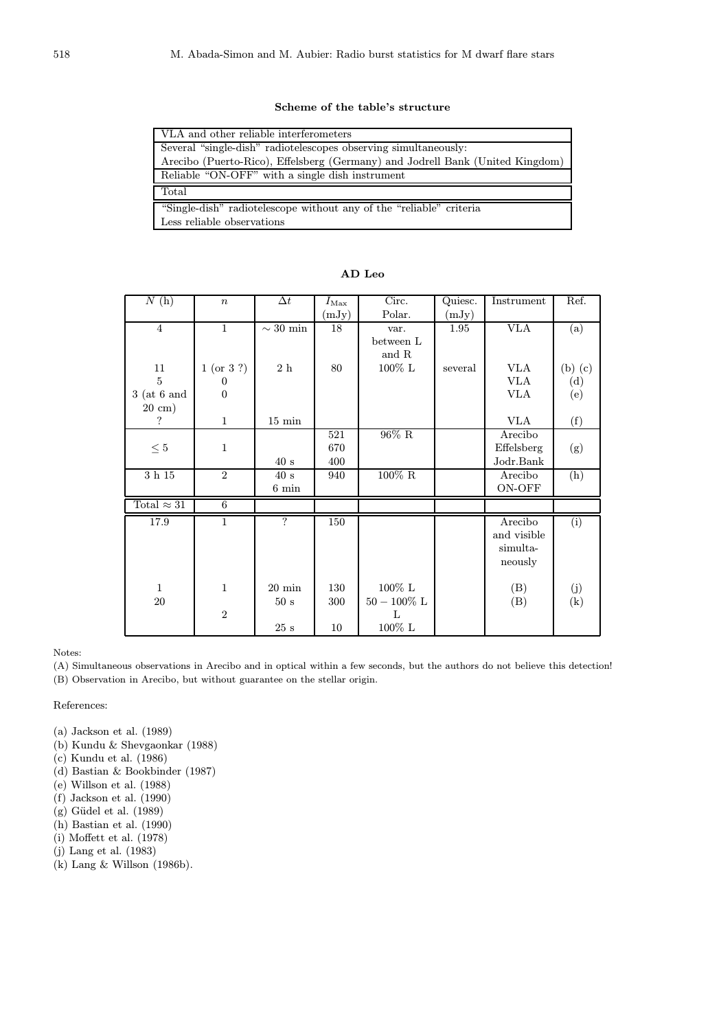**Scheme of the table's structure**

| |
|---|
| VLA and other reliable interferometers |
| Several "single-dish" radiotelescopes observing simultaneously: Arecibo (Puerto-Rico), Effelsberg (Germany) and Jodrell Bank (United Kingdom) |
| Reliable "ON-OFF" with a single dish instrument |
| Total |
| "Single-dish" radiotelescope without any of the "reliable" criteria Less reliable observations |

**AD Leo**

| $N$ (h) | $n$ | $\Delta t$ | $I_{\mathrm{Max}}$ (mJy) | Circ. Polar. | Quiesc. (mJy) | Instrument | Ref. |
|---|---|---|---|---|---|---|---|
| 4 | 1 | ∼ 30 min | 18 | var. between L and R | 1.95 | VLA | (a) |
| 11 | 1 (or 3 ?) | 2 h | 80 | 100% L | several | VLA | (b) (c) |
| 5 | 0 | | | | | VLA | (d) |
| 3 (at 6 and 20 cm) | 0 | | | | | VLA | (e) |
| ? | 1 | 15 min | | | | VLA | (f) |
| | | | 521 | 96% R | | Arecibo | |
| ≤ 5 | 1 | | 670 | | | Effelsberg | (g) |
| | | 40 s | 400 | | | Jodr.Bank | |
| 3 h 15 | 2 | 40 s | 940 | 100% R | | Arecibo | (h) |
| | | 6 min | | | | ON-OFF | |
| Total ≈ 31 | 6 | | | | | | |
| 17.9 | 1 | ? | 150 | | | Arecibo and visible simultaneously | (i) |
| 1 | 1 | 20 min | 130 | 100% L | | (B) | (j) |
| 20 | | 50 s | 300 | 50 − 100% L | | (B) | (k) |
| | 2 | | | L | | | |
| | | 25 s | 10 | 100% L | | | |

Notes:

(A) Simultaneous observations in Arecibo and in optical within a few seconds, but the authors do not believe this detection!

(B) Observation in Arecibo, but without guarantee on the stellar origin.

References:

(a) Jackson et al. (1989)
(b) Kundu & Shevgaonkar (1988)
(c) Kundu et al. (1986)
(d) Bastian & Bookbinder (1987)
(e) Willson et al. (1988)
(f) Jackson et al. (1990)
(g) Güdel et al. (1989)
(h) Bastian et al. (1990)
(i) Moffett et al. (1978)
(j) Lang et al. (1983)
(k) Lang & Willson (1986b).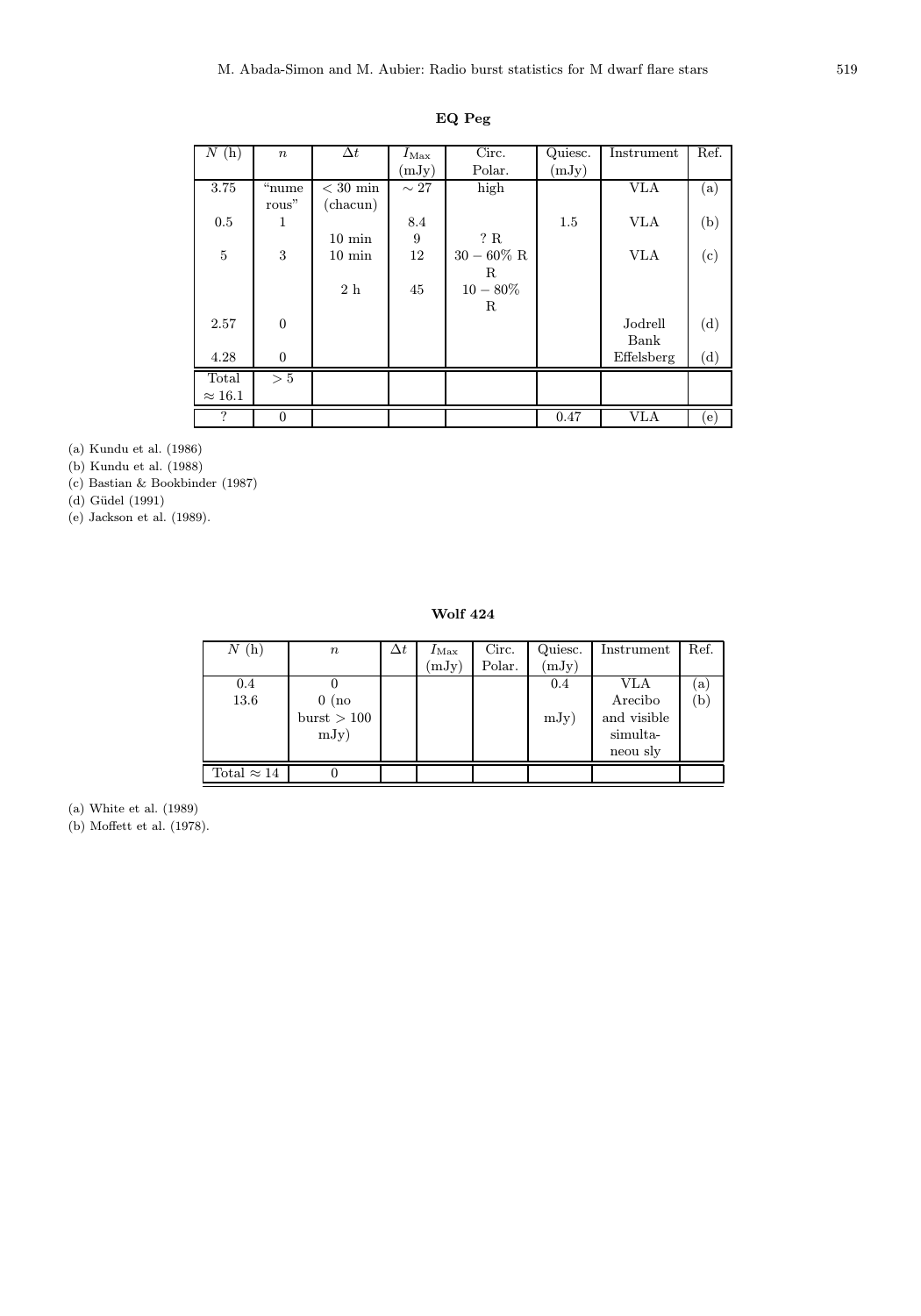**EQ Peg**

| $N$ (h) | $n$ | $\Delta t$ | $I_{\rm Max}$ (mJy) | Circ. Polar. | Quiesc. (mJy) | Instrument | Ref. |
|---|---|---|---|---|---|---|---|
| 3.75 | "nume rous" | $< 30$ min (chacun) | $\sim 27$ | high | | VLA | (a) |
| 0.5 | 1 | | 8.4 | | 1.5 | VLA | (b) |
| | | 10 min | 9 | ? R | | | |
| 5 | 3 | 10 min | 12 | $30 - 60\%$ R | | VLA | (c) |
| | | | | R | | | |
| | | 2 h | 45 | $10 - 80\%$ | | | |
| | | | | R | | | |
| 2.57 | 0 | | | | | Jodrell Bank | (d) |
| 4.28 | 0 | | | | | Effelsberg | (d) |
| Total $\approx 16.1$ | $> 5$ | | | | | | |
| ? | 0 | | | | 0.47 | VLA | (e) |

(a) Kundu et al. (1986)
(b) Kundu et al. (1988)
(c) Bastian & Bookbinder (1987)
(d) Güdel (1991)
(e) Jackson et al. (1989).

**Wolf 424**

| $N$ (h) | $n$ | $\Delta t$ | $I_{\rm Max}$ (mJy) | Circ. Polar. | Quiesc. (mJy) | Instrument | Ref. |
|---|---|---|---|---|---|---|---|
| 0.4 | 0 | | | | 0.4 | VLA | (a) |
| 13.6 | 0 (no burst $> 100$ mJy) | | | | mJy) | Arecibo and visible simulta- neou sly | (b) |
| Total $\approx 14$ | 0 | | | | | | |

(a) White et al. (1989)
(b) Moffett et al. (1978).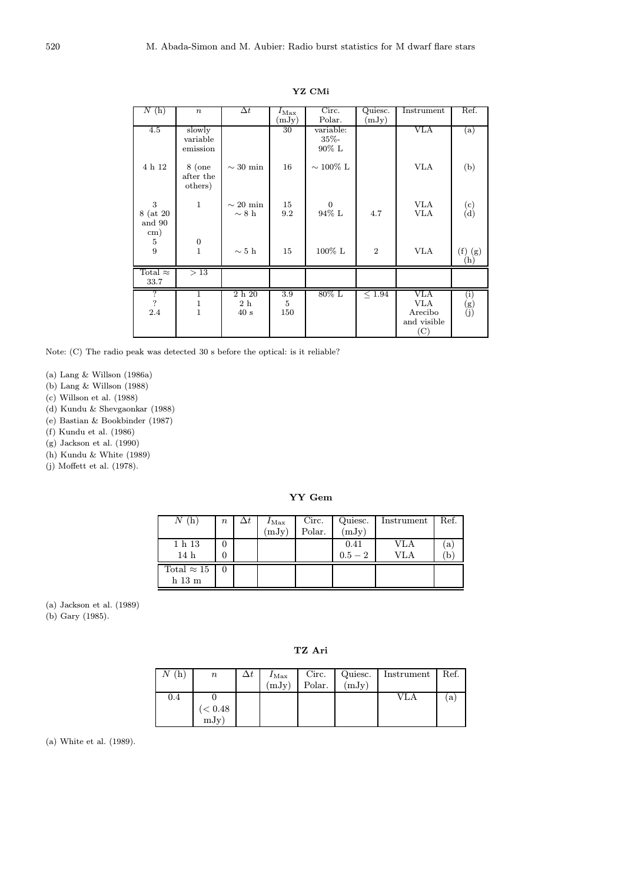**YZ CMi**

| $N$ (h) | $n$ | $\Delta t$ | $I_{\rm Max}$ (mJy) | Circ. Polar. | Quiesc. (mJy) | Instrument | Ref. |
|---|---|---|---|---|---|---|---|
| 4.5 | slowly variable emission | | 30 | variable: 35%- 90% L | | VLA | (a) |
| 4 h 12 | 8 (one after the others) | $\sim 30$ min | 16 | $\sim 100$% L | | VLA | (b) |
| 3 | 1 | $\sim 20$ min | 15 | 0 | | VLA | (c) |
| 8 (at 20 and 90 cm) | | $\sim 8$ h | 9.2 | 94% L | 4.7 | VLA | (d) |
| 5 | 0 | | | | | | |
| 9 | 1 | $\sim 5$ h | 15 | 100% L | 2 | VLA | (f) (g) (h) |
| Total $\approx$ 33.7 | $> 13$ | | | | | | |
| ? | 1 | 2 h 20 | 3.9 | 80% L | $\leq 1.94$ | VLA | (i) |
| ? | 1 | 2 h | 5 | | | VLA | (g) |
| 2.4 | 1 | 40 s | 150 | | | Arecibo and visible (C) | (j) |

Note: (C) The radio peak was detected 30 s before the optical: is it reliable?

(a) Lang & Willson (1986a)
(b) Lang & Willson (1988)
(c) Willson et al. (1988)
(d) Kundu & Shevgaonkar (1988)
(e) Bastian & Bookbinder (1987)
(f) Kundu et al. (1986)
(g) Jackson et al. (1990)
(h) Kundu & White (1989)
(j) Moffett et al. (1978).

**YY Gem**

| $N$ (h) | $n$ | $\Delta t$ | $I_{\rm Max}$ (mJy) | Circ. Polar. | Quiesc. (mJy) | Instrument | Ref. |
|---|---|---|---|---|---|---|---|
| 1 h 13 | 0 | | | | 0.41 | VLA | (a) |
| 14 h | 0 | | | | $0.5-2$ | VLA | (b) |
| Total $\approx 15$ h 13 m | 0 | | | | | | |

(a) Jackson et al. (1989)
(b) Gary (1985).

**TZ Ari**

| $N$ (h) | $n$ | $\Delta t$ | $I_{\rm Max}$ (mJy) | Circ. Polar. | Quiesc. (mJy) | Instrument | Ref. |
|---|---|---|---|---|---|---|---|
| 0.4 | 0 ($< 0.48$ mJy) | | | | | VLA | (a) |

(a) White et al. (1989).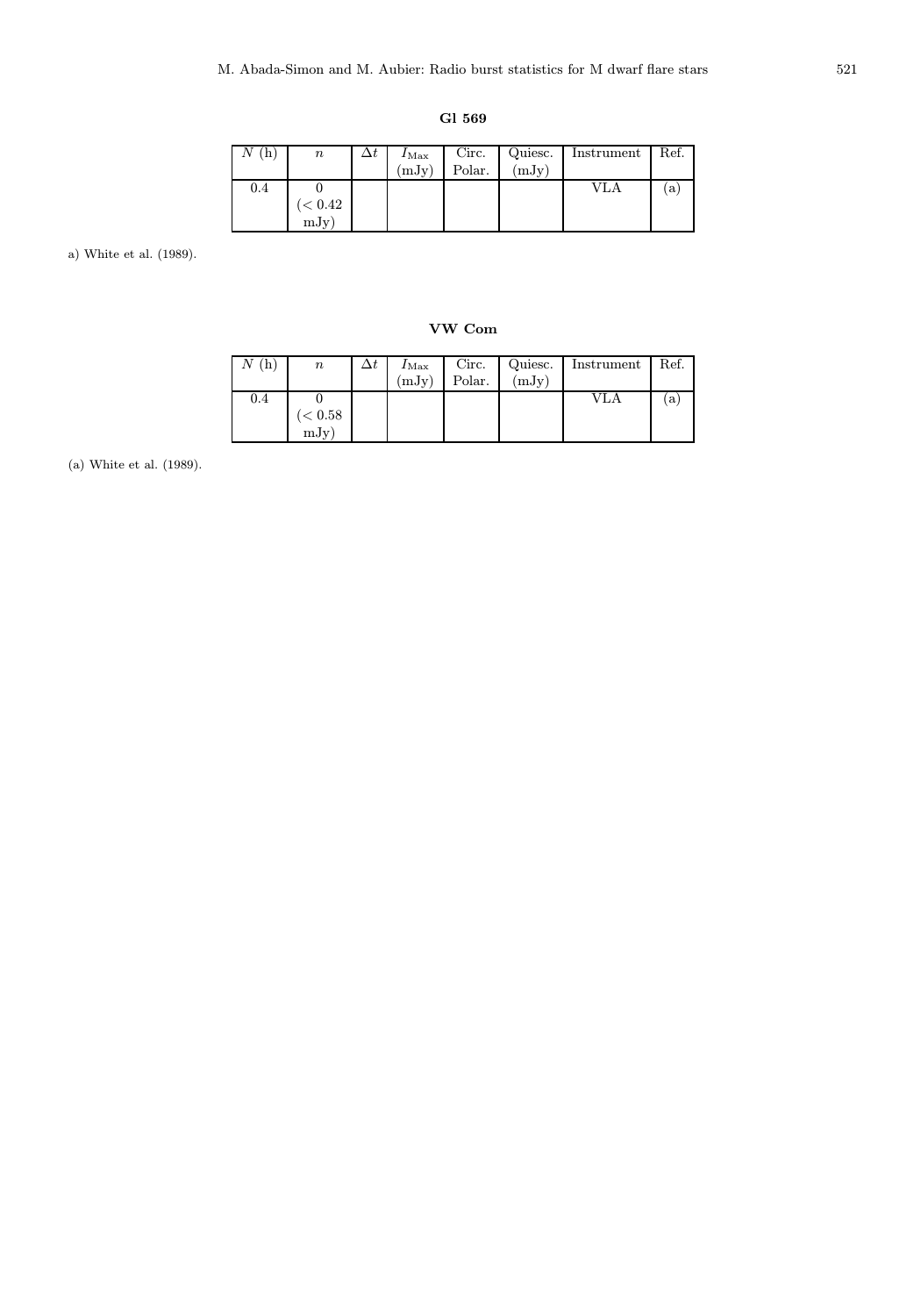**Gl 569**

| $N$ (h) | $n$ | $\Delta t$ | $I_{\text{Max}}$ (mJy) | Circ. Polar. | Quiesc. (mJy) | Instrument | Ref. |
|---|---|---|---|---|---|---|---|
| 0.4 | 0 (< 0.42 mJy) | | | | | VLA | (a) |

a) White et al. (1989).

**VW Com**

| $N$ (h) | $n$ | $\Delta t$ | $I_{\text{Max}}$ (mJy) | Circ. Polar. | Quiesc. (mJy) | Instrument | Ref. |
|---|---|---|---|---|---|---|---|
| 0.4 | 0 (< 0.58 mJy) | | | | | VLA | (a) |

(a) White et al. (1989).